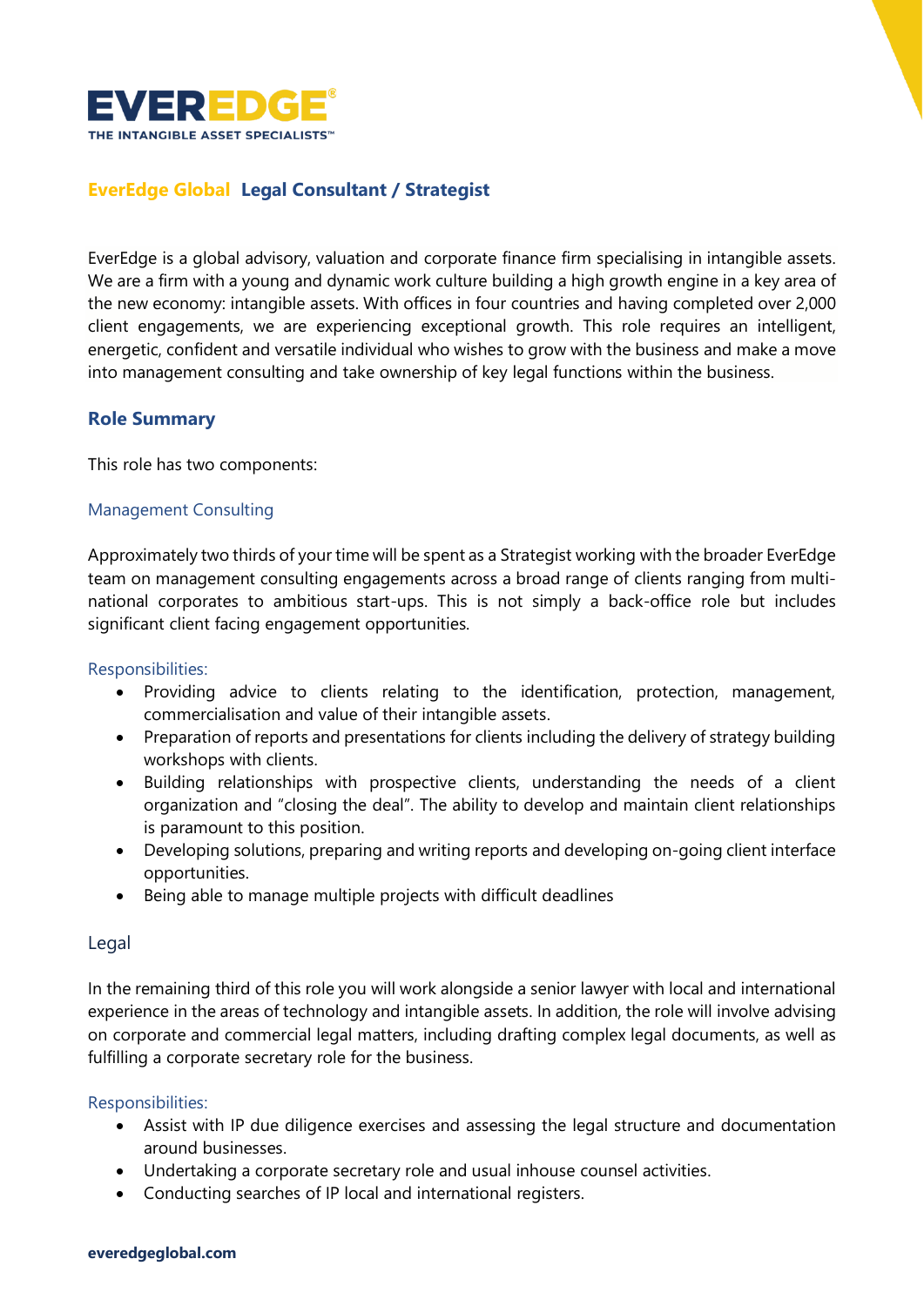EVEREDGE®
THE INTANGIBLE ASSET SPECIALISTS™

# EverEdge Global Legal Consultant / Strategist

EverEdge is a global advisory, valuation and corporate finance firm specialising in intangible assets. We are a firm with a young and dynamic work culture building a high growth engine in a key area of the new economy: intangible assets. With offices in four countries and having completed over 2,000 client engagements, we are experiencing exceptional growth. This role requires an intelligent, energetic, confident and versatile individual who wishes to grow with the business and make a move into management consulting and take ownership of key legal functions within the business.

## Role Summary

This role has two components:

### Management Consulting

Approximately two thirds of your time will be spent as a Strategist working with the broader EverEdge team on management consulting engagements across a broad range of clients ranging from multi-national corporates to ambitious start-ups. This is not simply a back-office role but includes significant client facing engagement opportunities.

Responsibilities:

- Providing advice to clients relating to the identification, protection, management, commercialisation and value of their intangible assets.
- Preparation of reports and presentations for clients including the delivery of strategy building workshops with clients.
- Building relationships with prospective clients, understanding the needs of a client organization and "closing the deal". The ability to develop and maintain client relationships is paramount to this position.
- Developing solutions, preparing and writing reports and developing on-going client interface opportunities.
- Being able to manage multiple projects with difficult deadlines

### Legal

In the remaining third of this role you will work alongside a senior lawyer with local and international experience in the areas of technology and intangible assets. In addition, the role will involve advising on corporate and commercial legal matters, including drafting complex legal documents, as well as fulfilling a corporate secretary role for the business.

Responsibilities:

- Assist with IP due diligence exercises and assessing the legal structure and documentation around businesses.
- Undertaking a corporate secretary role and usual inhouse counsel activities.
- Conducting searches of IP local and international registers.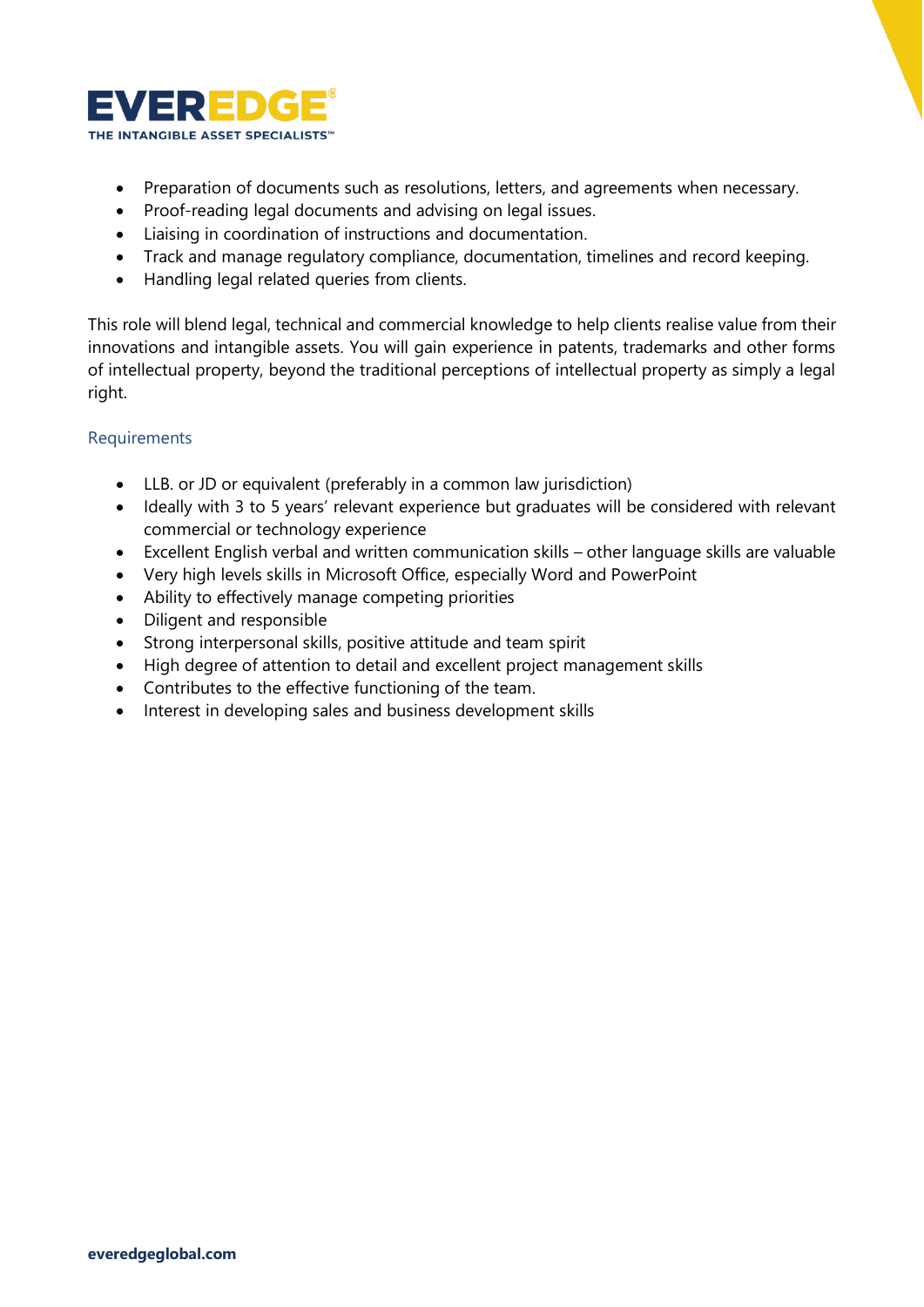- Preparation of documents such as resolutions, letters, and agreements when necessary.
- Proof-reading legal documents and advising on legal issues.
- Liaising in coordination of instructions and documentation.
- Track and manage regulatory compliance, documentation, timelines and record keeping.
- Handling legal related queries from clients.

This role will blend legal, technical and commercial knowledge to help clients realise value from their innovations and intangible assets. You will gain experience in patents, trademarks and other forms of intellectual property, beyond the traditional perceptions of intellectual property as simply a legal right.

## Requirements

- LLB. or JD or equivalent (preferably in a common law jurisdiction)
- Ideally with 3 to 5 years' relevant experience but graduates will be considered with relevant commercial or technology experience
- Excellent English verbal and written communication skills – other language skills are valuable
- Very high levels skills in Microsoft Office, especially Word and PowerPoint
- Ability to effectively manage competing priorities
- Diligent and responsible
- Strong interpersonal skills, positive attitude and team spirit
- High degree of attention to detail and excellent project management skills
- Contributes to the effective functioning of the team.
- Interest in developing sales and business development skills